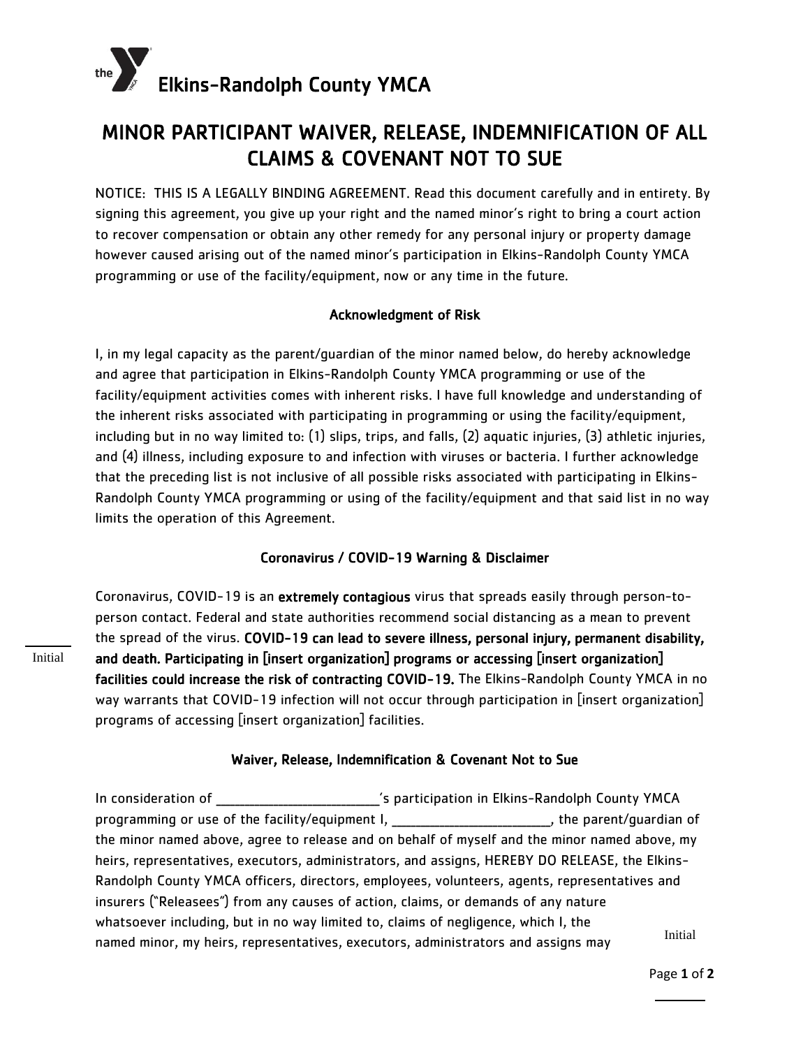Elkins-Randolph County YMCA

# MINOR PARTICIPANT WAIVER, RELEASE, INDEMNIFICATION OF ALL CLAIMS & COVENANT NOT TO SUE

NOTICE: THIS IS A LEGALLY BINDING AGREEMENT. Read this document carefully and in entirety. By signing this agreement, you give up your right and the named minor's right to bring a court action to recover compensation or obtain any other remedy for any personal injury or property damage however caused arising out of the named minor's participation in Elkins-Randolph County YMCA programming or use of the facility/equipment, now or any time in the future.

## Acknowledgment of Risk

I, in my legal capacity as the parent/guardian of the minor named below, do hereby acknowledge and agree that participation in Elkins-Randolph County YMCA programming or use of the facility/equipment activities comes with inherent risks. I have full knowledge and understanding of the inherent risks associated with participating in programming or using the facility/equipment, including but in no way limited to: (1) slips, trips, and falls, (2) aquatic injuries, (3) athletic injuries, and (4) illness, including exposure to and infection with viruses or bacteria. I further acknowledge that the preceding list is not inclusive of all possible risks associated with participating in Elkins-Randolph County YMCA programming or using of the facility/equipment and that said list in no way limits the operation of this Agreement.

## Coronavirus / COVID-19 Warning & Disclaimer

______ Initial

Coronavirus, COVID-19 is an **extremely contagious** virus that spreads easily through person-to-person contact. Federal and state authorities recommend social distancing as a mean to prevent the spread of the virus. **COVID-19 can lead to severe illness, personal injury, permanent disability, and death. Participating in [insert organization] programs or accessing [insert organization] facilities could increase the risk of contracting COVID-19.** The Elkins-Randolph County YMCA in no way warrants that COVID-19 infection will not occur through participation in [insert organization] programs of accessing [insert organization] facilities.

## Waiver, Release, Indemnification & Covenant Not to Sue

In consideration of _______________________'s participation in Elkins-Randolph County YMCA programming or use of the facility/equipment I, _______________________, the parent/guardian of the minor named above, agree to release and on behalf of myself and the minor named above, my heirs, representatives, executors, administrators, and assigns, HEREBY DO RELEASE, the Elkins-Randolph County YMCA officers, directors, employees, volunteers, agents, representatives and insurers ("Releasees") from any causes of action, claims, or demands of any nature whatsoever including, but in no way limited to, claims of negligence, which I, the named minor, my heirs, representatives, executors, administrators and assigns may

______ Initial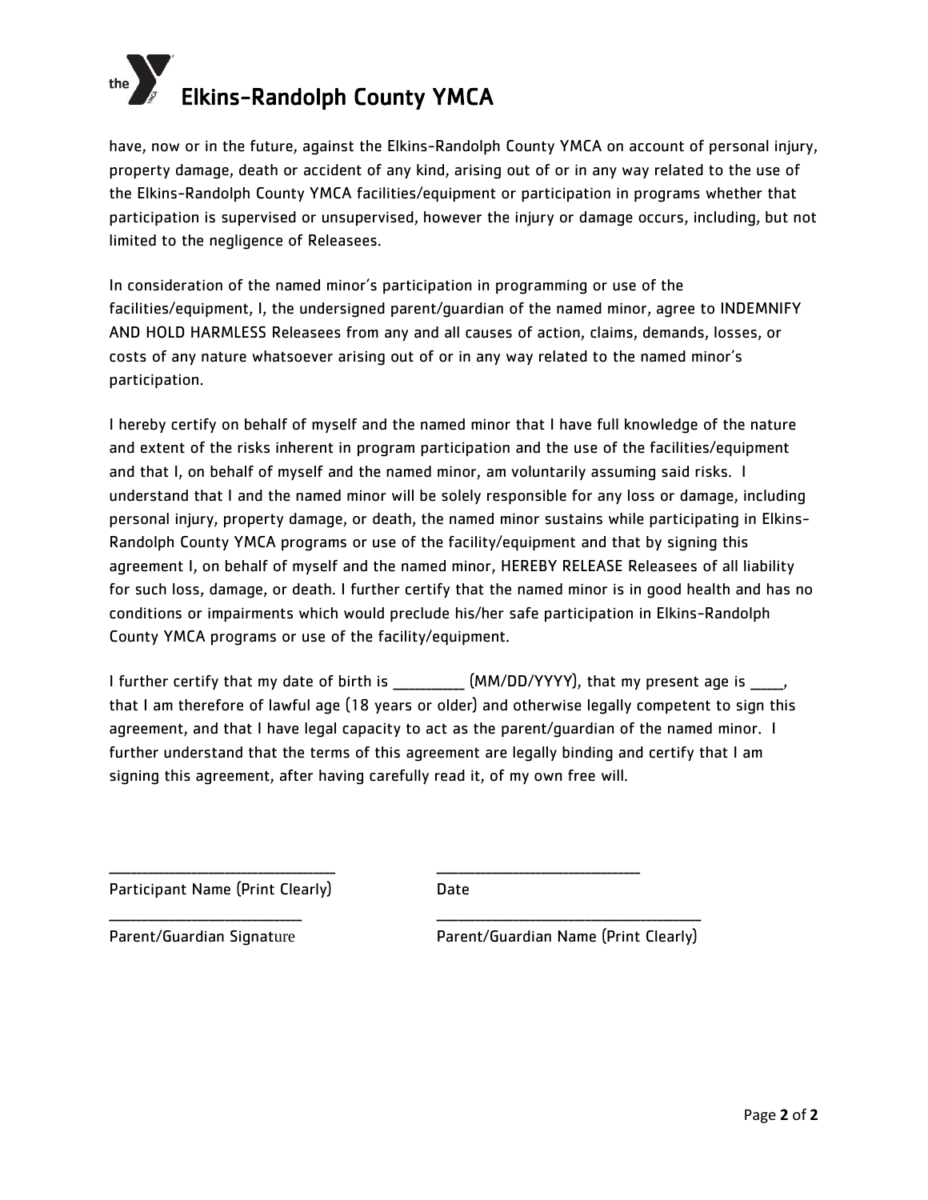have, now or in the future, against the Elkins-Randolph County YMCA on account of personal injury, property damage, death or accident of any kind, arising out of or in any way related to the use of the Elkins-Randolph County YMCA facilities/equipment or participation in programs whether that participation is supervised or unsupervised, however the injury or damage occurs, including, but not limited to the negligence of Releasees.

In consideration of the named minor's participation in programming or use of the facilities/equipment, I, the undersigned parent/guardian of the named minor, agree to INDEMNIFY AND HOLD HARMLESS Releasees from any and all causes of action, claims, demands, losses, or costs of any nature whatsoever arising out of or in any way related to the named minor's participation.

I hereby certify on behalf of myself and the named minor that I have full knowledge of the nature and extent of the risks inherent in program participation and the use of the facilities/equipment and that I, on behalf of myself and the named minor, am voluntarily assuming said risks. I understand that I and the named minor will be solely responsible for any loss or damage, including personal injury, property damage, or death, the named minor sustains while participating in Elkins-Randolph County YMCA programs or use of the facility/equipment and that by signing this agreement I, on behalf of myself and the named minor, HEREBY RELEASE Releasees of all liability for such loss, damage, or death. I further certify that the named minor is in good health and has no conditions or impairments which would preclude his/her safe participation in Elkins-Randolph County YMCA programs or use of the facility/equipment.

I further certify that my date of birth is _________ (MM/DD/YYYY), that my present age is ____, that I am therefore of lawful age (18 years or older) and otherwise legally competent to sign this agreement, and that I have legal capacity to act as the parent/guardian of the named minor. I further understand that the terms of this agreement are legally binding and certify that I am signing this agreement, after having carefully read it, of my own free will.

_____________________________ _____________________________

Participant Name (Print Clearly) Date

_____________________________ _____________________________

Parent/Guardian Signature Parent/Guardian Name (Print Clearly)